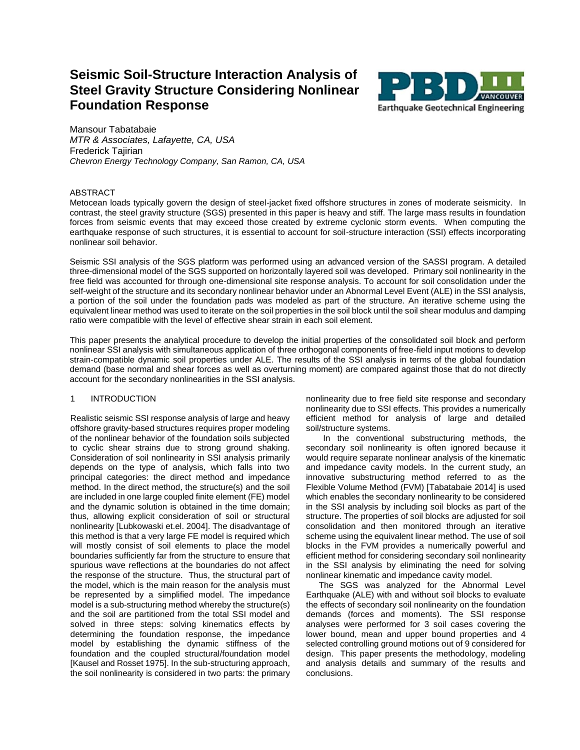# Seismic Soil-Structure Interaction Analysis of Steel Gravity Structure Considering Nonlinear Foundation Response

Mansour Tabatabaie
*MTR & Associates, Lafayette, CA, USA*
Frederick Tajirian
*Chevron Energy Technology Company, San Ramon, CA, USA*

## ABSTRACT

Metocean loads typically govern the design of steel-jacket fixed offshore structures in zones of moderate seismicity. In contrast, the steel gravity structure (SGS) presented in this paper is heavy and stiff. The large mass results in foundation forces from seismic events that may exceed those created by extreme cyclonic storm events. When computing the earthquake response of such structures, it is essential to account for soil-structure interaction (SSI) effects incorporating nonlinear soil behavior.

Seismic SSI analysis of the SGS platform was performed using an advanced version of the SASSI program. A detailed three-dimensional model of the SGS supported on horizontally layered soil was developed. Primary soil nonlinearity in the free field was accounted for through one-dimensional site response analysis. To account for soil consolidation under the self-weight of the structure and its secondary nonlinear behavior under an Abnormal Level Event (ALE) in the SSI analysis, a portion of the soil under the foundation pads was modeled as part of the structure. An iterative scheme using the equivalent linear method was used to iterate on the soil properties in the soil block until the soil shear modulus and damping ratio were compatible with the level of effective shear strain in each soil element.

This paper presents the analytical procedure to develop the initial properties of the consolidated soil block and perform nonlinear SSI analysis with simultaneous application of three orthogonal components of free-field input motions to develop strain-compatible dynamic soil properties under ALE. The results of the SSI analysis in terms of the global foundation demand (base normal and shear forces as well as overturning moment) are compared against those that do not directly account for the secondary nonlinearities in the SSI analysis.

## 1 INTRODUCTION

Realistic seismic SSI response analysis of large and heavy offshore gravity-based structures requires proper modeling of the nonlinear behavior of the foundation soils subjected to cyclic shear strains due to strong ground shaking. Consideration of soil nonlinearity in SSI analysis primarily depends on the type of analysis, which falls into two principal categories: the direct method and impedance method. In the direct method, the structure(s) and the soil are included in one large coupled finite element (FE) model and the dynamic solution is obtained in the time domain; thus, allowing explicit consideration of soil or structural nonlinearity [Lubkowaski et.el. 2004]. The disadvantage of this method is that a very large FE model is required which will mostly consist of soil elements to place the model boundaries sufficiently far from the structure to ensure that spurious wave reflections at the boundaries do not affect the response of the structure. Thus, the structural part of the model, which is the main reason for the analysis must be represented by a simplified model. The impedance model is a sub-structuring method whereby the structure(s) and the soil are partitioned from the total SSI model and solved in three steps: solving kinematics effects by determining the foundation response, the impedance model by establishing the dynamic stiffness of the foundation and the coupled structural/foundation model [Kausel and Rosset 1975]. In the sub-structuring approach, the soil nonlinearity is considered in two parts: the primary nonlinearity due to free field site response and secondary nonlinearity due to SSI effects. This provides a numerically efficient method for analysis of large and detailed soil/structure systems.

In the conventional substructuring methods, the secondary soil nonlinearity is often ignored because it would require separate nonlinear analysis of the kinematic and impedance cavity models. In the current study, an innovative substructuring method referred to as the Flexible Volume Method (FVM) [Tabatabaie 2014] is used which enables the secondary nonlinearity to be considered in the SSI analysis by including soil blocks as part of the structure. The properties of soil blocks are adjusted for soil consolidation and then monitored through an iterative scheme using the equivalent linear method. The use of soil blocks in the FVM provides a numerically powerful and efficient method for considering secondary soil nonlinearity in the SSI analysis by eliminating the need for solving nonlinear kinematic and impedance cavity model.

The SGS was analyzed for the Abnormal Level Earthquake (ALE) with and without soil blocks to evaluate the effects of secondary soil nonlinearity on the foundation demands (forces and moments). The SSI response analyses were performed for 3 soil cases covering the lower bound, mean and upper bound properties and 4 selected controlling ground motions out of 9 considered for design. This paper presents the methodology, modeling and analysis details and summary of the results and conclusions.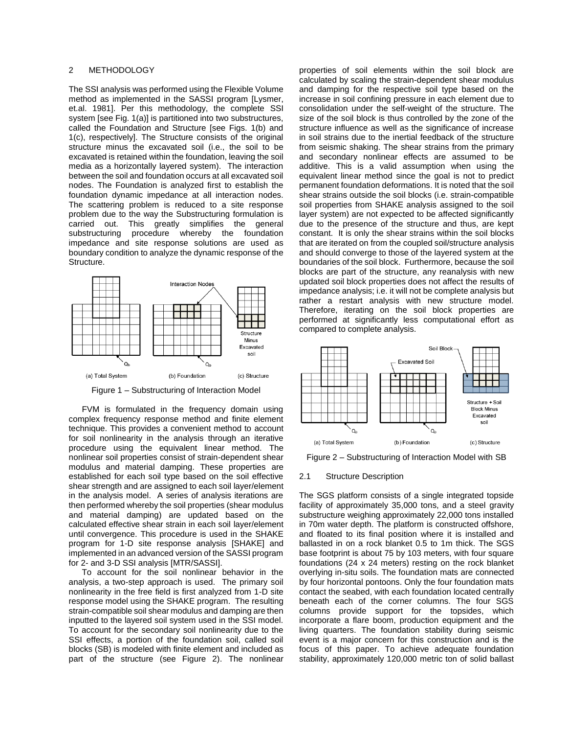## 2 METHODOLOGY

The SSI analysis was performed using the Flexible Volume method as implemented in the SASSI program [Lysmer, et.al. 1981]. Per this methodology, the complete SSI system [see Fig. 1(a)] is partitioned into two substructures, called the Foundation and Structure [see Figs. 1(b) and 1(c), respectively]. The Structure consists of the original structure minus the excavated soil (i.e., the soil to be excavated is retained within the foundation, leaving the soil media as a horizontally layered system). The interaction between the soil and foundation occurs at all excavated soil nodes. The Foundation is analyzed first to establish the foundation dynamic impedance at all interaction nodes. The scattering problem is reduced to a site response problem due to the way the Substructuring formulation is carried out. This greatly simplifies the general substructuring procedure whereby the foundation impedance and site response solutions are used as boundary condition to analyze the dynamic response of the Structure.

Figure 1 – Substructuring of Interaction Model

FVM is formulated in the frequency domain using complex frequency response method and finite element technique. This provides a convenient method to account for soil nonlinearity in the analysis through an iterative procedure using the equivalent linear method. The nonlinear soil properties consist of strain-dependent shear modulus and material damping. These properties are established for each soil type based on the soil effective shear strength and are assigned to each soil layer/element in the analysis model. A series of analysis iterations are then performed whereby the soil properties (shear modulus and material damping) are updated based on the calculated effective shear strain in each soil layer/element until convergence. This procedure is used in the SHAKE program for 1-D site response analysis [SHAKE] and implemented in an advanced version of the SASSI program for 2- and 3-D SSI analysis [MTR/SASSI].

To account for the soil nonlinear behavior in the analysis, a two-step approach is used. The primary soil nonlinearity in the free field is first analyzed from 1-D site response model using the SHAKE program. The resulting strain-compatible soil shear modulus and damping are then inputted to the layered soil system used in the SSI model. To account for the secondary soil nonlinearity due to the SSI effects, a portion of the foundation soil, called soil blocks (SB) is modeled with finite element and included as part of the structure (see Figure 2). The nonlinear properties of soil elements within the soil block are calculated by scaling the strain-dependent shear modulus and damping for the respective soil type based on the increase in soil confining pressure in each element due to consolidation under the self-weight of the structure. The size of the soil block is thus controlled by the zone of the structure influence as well as the significance of increase in soil strains due to the inertial feedback of the structure from seismic shaking. The shear strains from the primary and secondary nonlinear effects are assumed to be additive. This is a valid assumption when using the equivalent linear method since the goal is not to predict permanent foundation deformations. It is noted that the soil shear strains outside the soil blocks (i.e. strain-compatible soil properties from SHAKE analysis assigned to the soil layer system) are not expected to be affected significantly due to the presence of the structure and thus, are kept constant. It is only the shear strains within the soil blocks that are iterated on from the coupled soil/structure analysis and should converge to those of the layered system at the boundaries of the soil block. Furthermore, because the soil blocks are part of the structure, any reanalysis with new updated soil block properties does not affect the results of impedance analysis; i.e. it will not be complete analysis but rather a restart analysis with new structure model. Therefore, iterating on the soil block properties are performed at significantly less computational effort as compared to complete analysis.

Figure 2 – Substructuring of Interaction Model with SB

### 2.1 Structure Description

The SGS platform consists of a single integrated topside facility of approximately 35,000 tons, and a steel gravity substructure weighing approximately 22,000 tons installed in 70m water depth. The platform is constructed offshore, and floated to its final position where it is installed and ballasted in on a rock blanket 0.5 to 1m thick. The SGS base footprint is about 75 by 103 meters, with four square foundations (24 x 24 meters) resting on the rock blanket overlying in-situ soils. The foundation mats are connected by four horizontal pontoons. Only the four foundation mats contact the seabed, with each foundation located centrally beneath each of the corner columns. The four SGS columns provide support for the topsides, which incorporate a flare boom, production equipment and the living quarters. The foundation stability during seismic event is a major concern for this construction and is the focus of this paper. To achieve adequate foundation stability, approximately 120,000 metric ton of solid ballast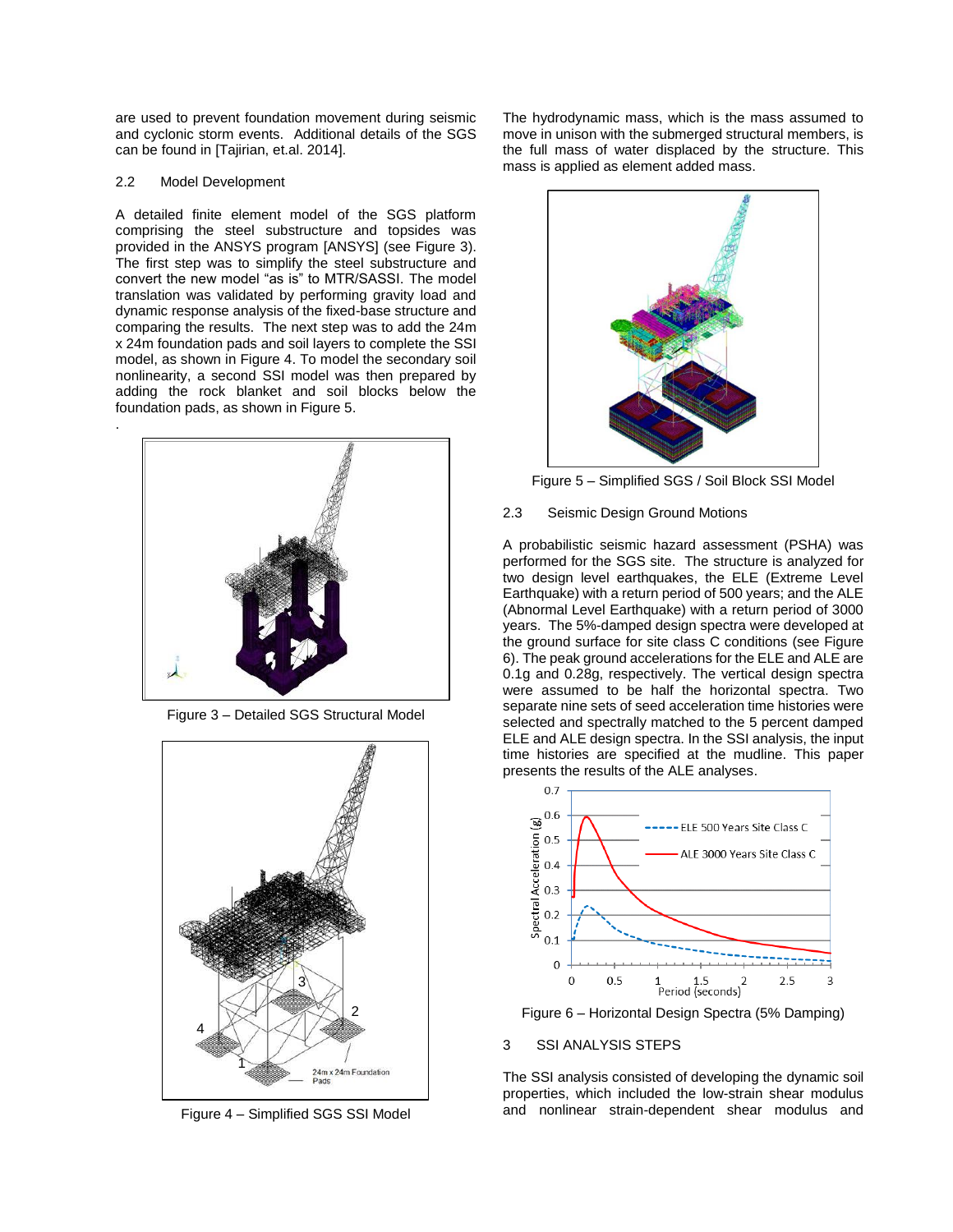are used to prevent foundation movement during seismic and cyclonic storm events. Additional details of the SGS can be found in [Tajirian, et.al. 2014].

### 2.2 Model Development

A detailed finite element model of the SGS platform comprising the steel substructure and topsides was provided in the ANSYS program [ANSYS] (see Figure 3). The first step was to simplify the steel substructure and convert the new model "as is" to MTR/SASSI. The model translation was validated by performing gravity load and dynamic response analysis of the fixed-base structure and comparing the results. The next step was to add the 24m x 24m foundation pads and soil layers to complete the SSI model, as shown in Figure 4. To model the secondary soil nonlinearity, a second SSI model was then prepared by adding the rock blanket and soil blocks below the foundation pads, as shown in Figure 5.

.

Figure 3 – Detailed SGS Structural Model

Figure 4 – Simplified SGS SSI Model

The hydrodynamic mass, which is the mass assumed to move in unison with the submerged structural members, is the full mass of water displaced by the structure. This mass is applied as element added mass.

Figure 5 – Simplified SGS / Soil Block SSI Model

### 2.3 Seismic Design Ground Motions

A probabilistic seismic hazard assessment (PSHA) was performed for the SGS site. The structure is analyzed for two design level earthquakes, the ELE (Extreme Level Earthquake) with a return period of 500 years; and the ALE (Abnormal Level Earthquake) with a return period of 3000 years. The 5%-damped design spectra were developed at the ground surface for site class C conditions (see Figure 6). The peak ground accelerations for the ELE and ALE are 0.1g and 0.28g, respectively. The vertical design spectra were assumed to be half the horizontal spectra. Two separate nine sets of seed acceleration time histories were selected and spectrally matched to the 5 percent damped ELE and ALE design spectra. In the SSI analysis, the input time histories are specified at the mudline. This paper presents the results of the ALE analyses.

Figure 6 – Horizontal Design Spectra (5% Damping)

## 3 SSI ANALYSIS STEPS

The SSI analysis consisted of developing the dynamic soil properties, which included the low-strain shear modulus and nonlinear strain-dependent shear modulus and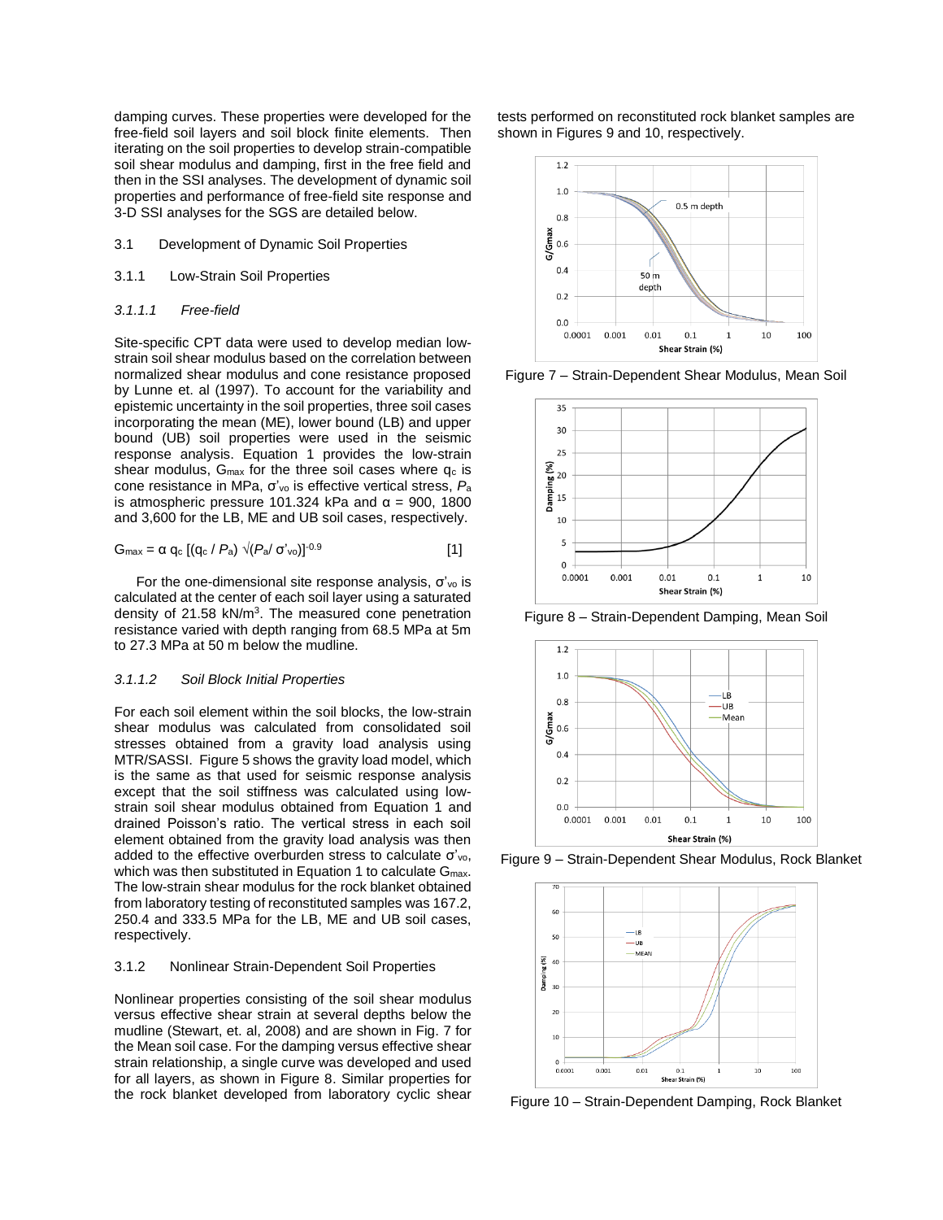damping curves. These properties were developed for the free-field soil layers and soil block finite elements. Then iterating on the soil properties to develop strain-compatible soil shear modulus and damping, first in the free field and then in the SSI analyses. The development of dynamic soil properties and performance of free-field site response and 3-D SSI analyses for the SGS are detailed below.

### 3.1 Development of Dynamic Soil Properties

#### 3.1.1 Low-Strain Soil Properties

##### *3.1.1.1 Free-field*

Site-specific CPT data were used to develop median low-strain soil shear modulus based on the correlation between normalized shear modulus and cone resistance proposed by Lunne et. al (1997). To account for the variability and epistemic uncertainty in the soil properties, three soil cases incorporating the mean (ME), lower bound (LB) and upper bound (UB) soil properties were used in the seismic response analysis. Equation 1 provides the low-strain shear modulus, $G_{max}$ for the three soil cases where $q_c$ is cone resistance in MPa, $\sigma'_{vo}$ is effective vertical stress, $P_a$ is atmospheric pressure 101.324 kPa and $\alpha$ = 900, 1800 and 3,600 for the LB, ME and UB soil cases, respectively.

$$G_{max} = \alpha \, q_c \, [(q_c / P_a) \sqrt{(P_a / \sigma'_{vo})}]^{-0.9} \qquad [1]$$

For the one-dimensional site response analysis, $\sigma'_{vo}$ is calculated at the center of each soil layer using a saturated density of 21.58 kN/m$^3$. The measured cone penetration resistance varied with depth ranging from 68.5 MPa at 5m to 27.3 MPa at 50 m below the mudline.

##### *3.1.1.2 Soil Block Initial Properties*

For each soil element within the soil blocks, the low-strain shear modulus was calculated from consolidated soil stresses obtained from a gravity load analysis using MTR/SASSI. Figure 5 shows the gravity load model, which is the same as that used for seismic response analysis except that the soil stiffness was calculated using low-strain soil shear modulus obtained from Equation 1 and drained Poisson's ratio. The vertical stress in each soil element obtained from the gravity load analysis was then added to the effective overburden stress to calculate $\sigma'_{vo}$, which was then substituted in Equation 1 to calculate $G_{max}$. The low-strain shear modulus for the rock blanket obtained from laboratory testing of reconstituted samples was 167.2, 250.4 and 333.5 MPa for the LB, ME and UB soil cases, respectively.

#### 3.1.2 Nonlinear Strain-Dependent Soil Properties

Nonlinear properties consisting of the soil shear modulus versus effective shear strain at several depths below the mudline (Stewart, et. al, 2008) and are shown in Fig. 7 for the Mean soil case. For the damping versus effective shear strain relationship, a single curve was developed and used for all layers, as shown in Figure 8. Similar properties for the rock blanket developed from laboratory cyclic shear tests performed on reconstituted rock blanket samples are shown in Figures 9 and 10, respectively.

Figure 7 – Strain-Dependent Shear Modulus, Mean Soil

Figure 8 – Strain-Dependent Damping, Mean Soil

Figure 9 – Strain-Dependent Shear Modulus, Rock Blanket

Figure 10 – Strain-Dependent Damping, Rock Blanket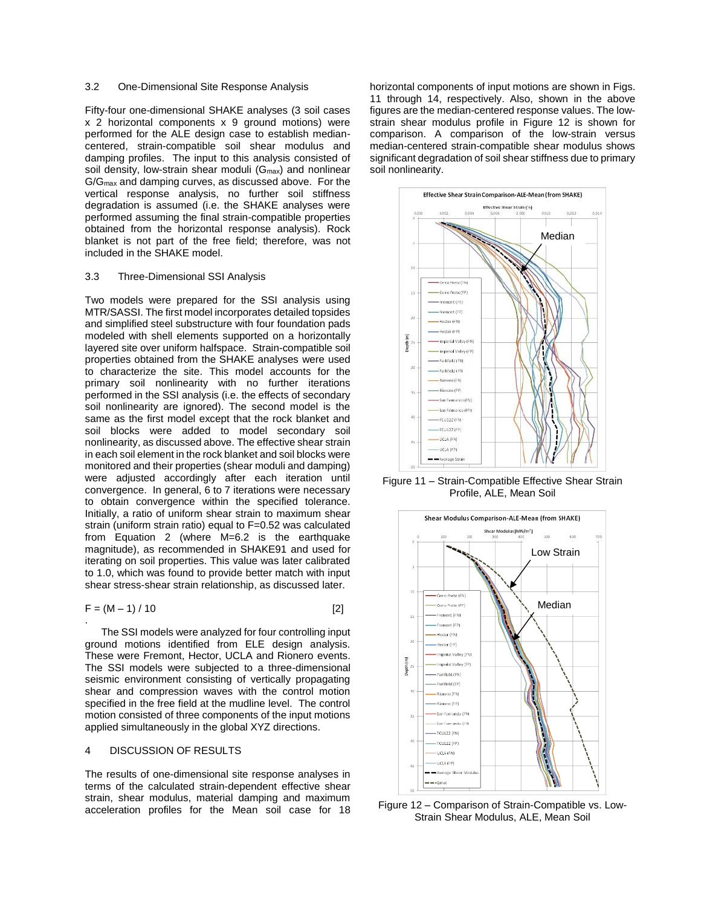### 3.2 One-Dimensional Site Response Analysis

Fifty-four one-dimensional SHAKE analyses (3 soil cases x 2 horizontal components x 9 ground motions) were performed for the ALE design case to establish median-centered, strain-compatible soil shear modulus and damping profiles. The input to this analysis consisted of soil density, low-strain shear moduli ($G_{max}$) and nonlinear $G/G_{max}$ and damping curves, as discussed above. For the vertical response analysis, no further soil stiffness degradation is assumed (i.e. the SHAKE analyses were performed assuming the final strain-compatible properties obtained from the horizontal response analysis). Rock blanket is not part of the free field; therefore, was not included in the SHAKE model.

### 3.3 Three-Dimensional SSI Analysis

Two models were prepared for the SSI analysis using MTR/SASSI. The first model incorporates detailed topsides and simplified steel substructure with four foundation pads modeled with shell elements supported on a horizontally layered site over uniform halfspace. Strain-compatible soil properties obtained from the SHAKE analyses were used to characterize the site. This model accounts for the primary soil nonlinearity with no further iterations performed in the SSI analysis (i.e. the effects of secondary soil nonlinearity are ignored). The second model is the same as the first model except that the rock blanket and soil blocks were added to model secondary soil nonlinearity, as discussed above. The effective shear strain in each soil element in the rock blanket and soil blocks were monitored and their properties (shear moduli and damping) were adjusted accordingly after each iteration until convergence. In general, 6 to 7 iterations were necessary to obtain convergence within the specified tolerance. Initially, a ratio of uniform shear strain to maximum shear strain (uniform strain ratio) equal to F=0.52 was calculated from Equation 2 (where M=6.2 is the earthquake magnitude), as recommended in SHAKE91 and used for iterating on soil properties. This value was later calibrated to 1.0, which was found to provide better match with input shear stress-shear strain relationship, as discussed later.

$$F = (M - 1) / 10 \quad [2]$$

The SSI models were analyzed for four controlling input ground motions identified from ELE design analysis. These were Fremont, Hector, UCLA and Rionero events. The SSI models were subjected to a three-dimensional seismic environment consisting of vertically propagating shear and compression waves with the control motion specified in the free field at the mudline level. The control motion consisted of three components of the input motions applied simultaneously in the global XYZ directions.

## 4 DISCUSSION OF RESULTS

The results of one-dimensional site response analyses in terms of the calculated strain-dependent effective shear strain, shear modulus, material damping and maximum acceleration profiles for the Mean soil case for 18 horizontal components of input motions are shown in Figs. 11 through 14, respectively. Also, shown in the above figures are the median-centered response values. The low-strain shear modulus profile in Figure 12 is shown for comparison. A comparison of the low-strain versus median-centered strain-compatible shear modulus shows significant degradation of soil shear stiffness due to primary soil nonlinearity.

Figure 11 – Strain-Compatible Effective Shear Strain Profile, ALE, Mean Soil

Figure 12 – Comparison of Strain-Compatible vs. Low-Strain Shear Modulus, ALE, Mean Soil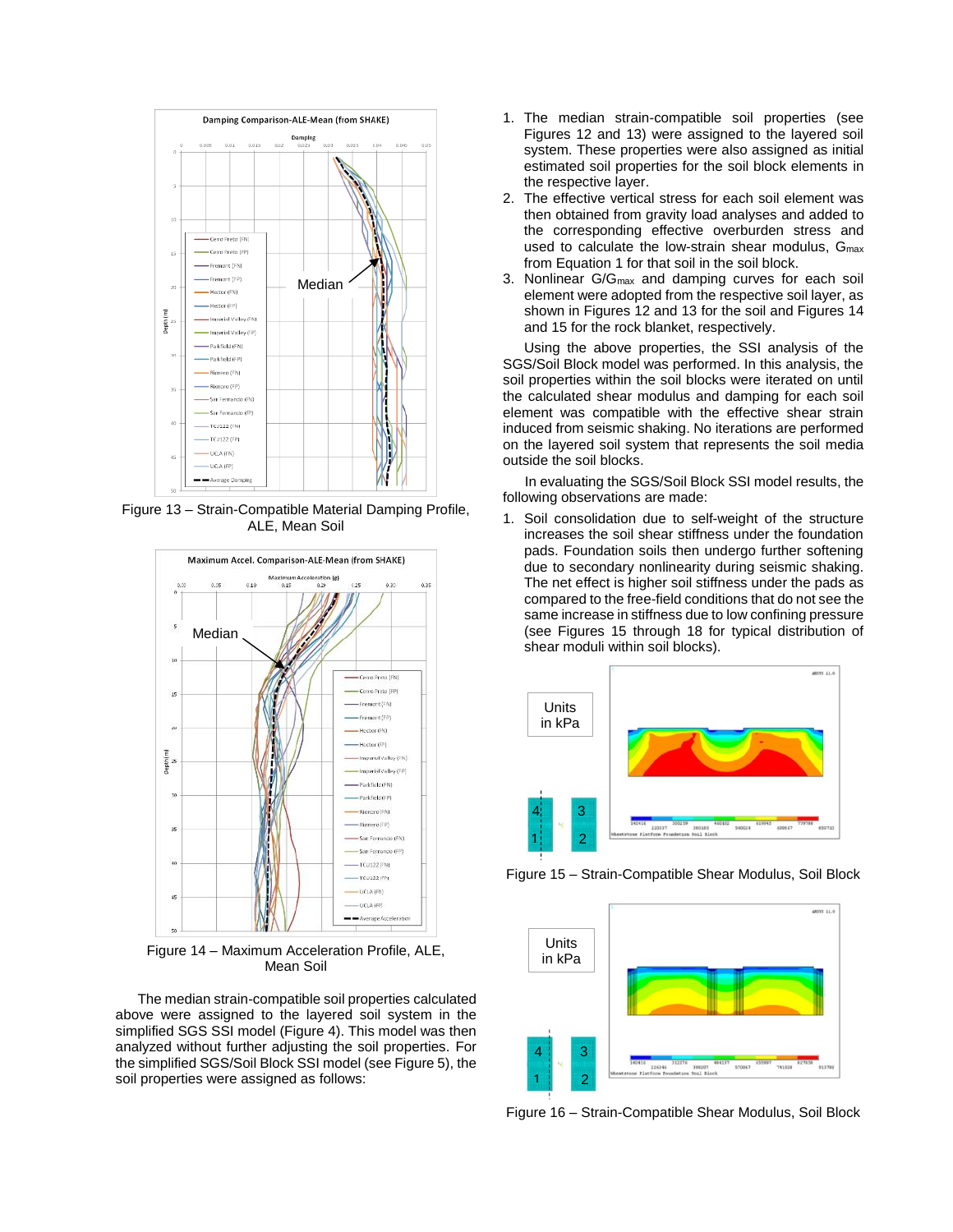Figure 13 – Strain-Compatible Material Damping Profile, ALE, Mean Soil

Figure 14 – Maximum Acceleration Profile, ALE, Mean Soil

The median strain-compatible soil properties calculated above were assigned to the layered soil system in the simplified SGS SSI model (Figure 4). This model was then analyzed without further adjusting the soil properties. For the simplified SGS/Soil Block SSI model (see Figure 5), the soil properties were assigned as follows:

1. The median strain-compatible soil properties (see Figures 12 and 13) were assigned to the layered soil system. These properties were also assigned as initial estimated soil properties for the soil block elements in the respective layer.
2. The effective vertical stress for each soil element was then obtained from gravity load analyses and added to the corresponding effective overburden stress and used to calculate the low-strain shear modulus, $G_{max}$ from Equation 1 for that soil in the soil block.
3. Nonlinear $G/G_{max}$ and damping curves for each soil element were adopted from the respective soil layer, as shown in Figures 12 and 13 for the soil and Figures 14 and 15 for the rock blanket, respectively.

Using the above properties, the SSI analysis of the SGS/Soil Block model was performed. In this analysis, the soil properties within the soil blocks were iterated on until the calculated shear modulus and damping for each soil element was compatible with the effective shear strain induced from seismic shaking. No iterations are performed on the layered soil system that represents the soil media outside the soil blocks.

In evaluating the SGS/Soil Block SSI model results, the following observations are made:

1. Soil consolidation due to self-weight of the structure increases the soil shear stiffness under the foundation pads. Foundation soils then undergo further softening due to secondary nonlinearity during seismic shaking. The net effect is higher soil stiffness under the pads as compared to the free-field conditions that do not see the same increase in stiffness due to low confining pressure (see Figures 15 through 18 for typical distribution of shear moduli within soil blocks).

Figure 15 – Strain-Compatible Shear Modulus, Soil Block

Figure 16 – Strain-Compatible Shear Modulus, Soil Block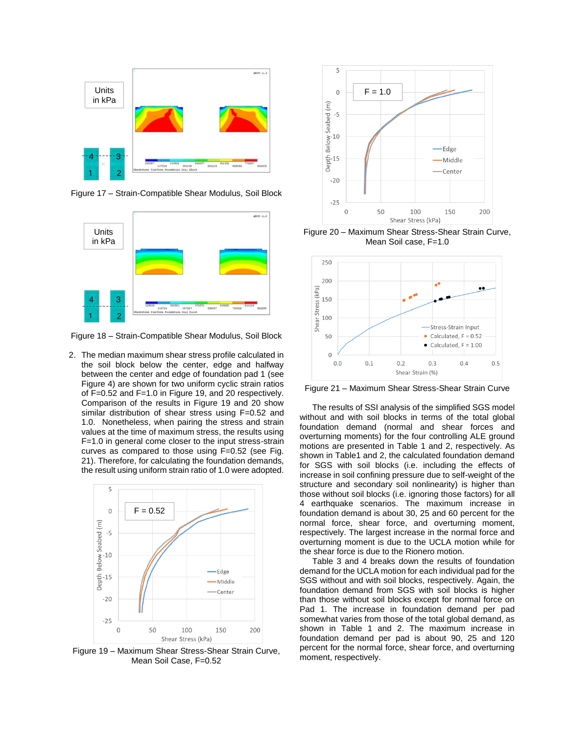Figure 17 – Strain-Compatible Shear Modulus, Soil Block

Figure 18 – Strain-Compatible Shear Modulus, Soil Block

2. The median maximum shear stress profile calculated in the soil block below the center, edge and halfway between the center and edge of foundation pad 1 (see Figure 4) are shown for two uniform cyclic strain ratios of F=0.52 and F=1.0 in Figure 19, and 20 respectively. Comparison of the results in Figure 19 and 20 show similar distribution of shear stress using F=0.52 and 1.0. Nonetheless, when pairing the stress and strain values at the time of maximum stress, the results using F=1.0 in general come closer to the input stress-strain curves as compared to those using F=0.52 (see Fig. 21). Therefore, for calculating the foundation demands, the result using uniform strain ratio of 1.0 were adopted.

Figure 19 – Maximum Shear Stress-Shear Strain Curve, Mean Soil Case, F=0.52

Figure 20 – Maximum Shear Stress-Shear Strain Curve, Mean Soil case, F=1.0

Figure 21 – Maximum Shear Stress-Shear Strain Curve

The results of SSI analysis of the simplified SGS model without and with soil blocks in terms of the total global foundation demand (normal and shear forces and overturning moments) for the four controlling ALE ground motions are presented in Table 1 and 2, respectively. As shown in Table1 and 2, the calculated foundation demand for SGS with soil blocks (i.e. including the effects of increase in soil confining pressure due to self-weight of the structure and secondary soil nonlinearity) is higher than those without soil blocks (i.e. ignoring those factors) for all 4 earthquake scenarios. The maximum increase in foundation demand is about 30, 25 and 60 percent for the normal force, shear force, and overturning moment, respectively. The largest increase in the normal force and overturning moment is due to the UCLA motion while for the shear force is due to the Rionero motion.

Table 3 and 4 breaks down the results of foundation demand for the UCLA motion for each individual pad for the SGS without and with soil blocks, respectively. Again, the foundation demand from SGS with soil blocks is higher than those without soil blocks except for normal force on Pad 1. The increase in foundation demand per pad somewhat varies from those of the total global demand, as shown in Table 1 and 2. The maximum increase in foundation demand per pad is about 90, 25 and 120 percent for the normal force, shear force, and overturning moment, respectively.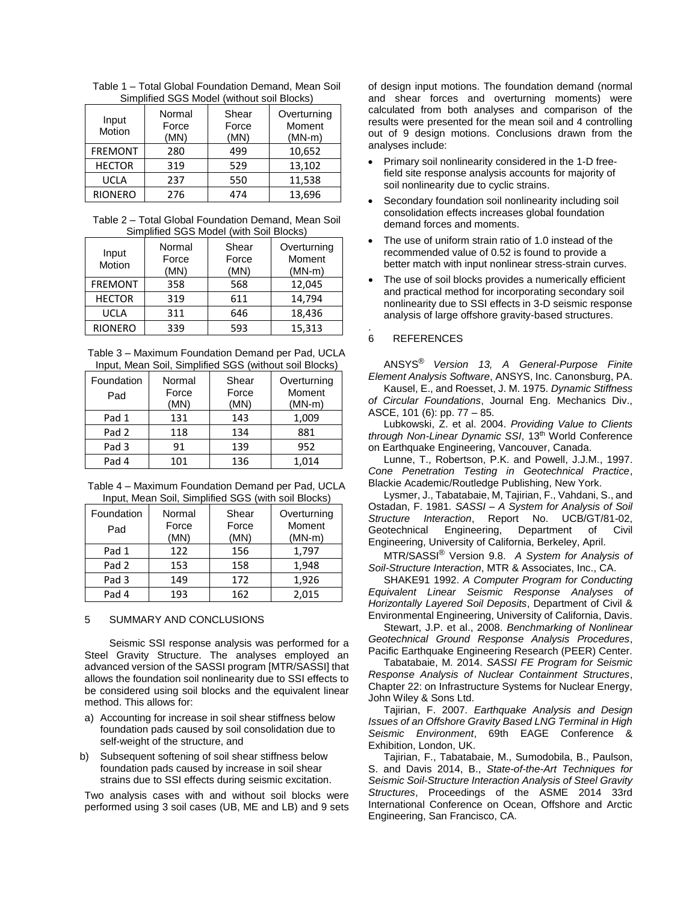Table 1 – Total Global Foundation Demand, Mean Soil Simplified SGS Model (without soil Blocks)

| Input Motion | Normal Force (MN) | Shear Force (MN) | Overturning Moment (MN-m) |
|---|---|---|---|
| FREMONT | 280 | 499 | 10,652 |
| HECTOR | 319 | 529 | 13,102 |
| UCLA | 237 | 550 | 11,538 |
| RIONERO | 276 | 474 | 13,696 |

Table 2 – Total Global Foundation Demand, Mean Soil Simplified SGS Model (with Soil Blocks)

| Input Motion | Normal Force (MN) | Shear Force (MN) | Overturning Moment (MN-m) |
|---|---|---|---|
| FREMONT | 358 | 568 | 12,045 |
| HECTOR | 319 | 611 | 14,794 |
| UCLA | 311 | 646 | 18,436 |
| RIONERO | 339 | 593 | 15,313 |

Table 3 – Maximum Foundation Demand per Pad, UCLA Input, Mean Soil, Simplified SGS (without soil Blocks)

| Foundation Pad | Normal Force (MN) | Shear Force (MN) | Overturning Moment (MN-m) |
|---|---|---|---|
| Pad 1 | 131 | 143 | 1,009 |
| Pad 2 | 118 | 134 | 881 |
| Pad 3 | 91 | 139 | 952 |
| Pad 4 | 101 | 136 | 1,014 |

Table 4 – Maximum Foundation Demand per Pad, UCLA Input, Mean Soil, Simplified SGS (with soil Blocks)

| Foundation Pad | Normal Force (MN) | Shear Force (MN) | Overturning Moment (MN-m) |
|---|---|---|---|
| Pad 1 | 122 | 156 | 1,797 |
| Pad 2 | 153 | 158 | 1,948 |
| Pad 3 | 149 | 172 | 1,926 |
| Pad 4 | 193 | 162 | 2,015 |

## 5 SUMMARY AND CONCLUSIONS

Seismic SSI response analysis was performed for a Steel Gravity Structure. The analyses employed an advanced version of the SASSI program [MTR/SASSI] that allows the foundation soil nonlinearity due to SSI effects to be considered using soil blocks and the equivalent linear method. This allows for:

a) Accounting for increase in soil shear stiffness below foundation pads caused by soil consolidation due to self-weight of the structure, and

b) Subsequent softening of soil shear stiffness below foundation pads caused by increase in soil shear strains due to SSI effects during seismic excitation.

Two analysis cases with and without soil blocks were performed using 3 soil cases (UB, ME and LB) and 9 sets of design input motions. The foundation demand (normal and shear forces and overturning moments) were calculated from both analyses and comparison of the results were presented for the mean soil and 4 controlling out of 9 design motions. Conclusions drawn from the analyses include:

- Primary soil nonlinearity considered in the 1-D free-field site response analysis accounts for majority of soil nonlinearity due to cyclic strains.
- Secondary foundation soil nonlinearity including soil consolidation effects increases global foundation demand forces and moments.
- The use of uniform strain ratio of 1.0 instead of the recommended value of 0.52 is found to provide a better match with input nonlinear stress-strain curves.
- The use of soil blocks provides a numerically efficient and practical method for incorporating secondary soil nonlinearity due to SSI effects in 3-D seismic response analysis of large offshore gravity-based structures.

.

## 6 REFERENCES

ANSYS® *Version 13, A General-Purpose Finite Element Analysis Software*, ANSYS, Inc. Canonsburg, PA.

Kausel, E., and Roesset, J. M. 1975. *Dynamic Stiffness of Circular Foundations*, Journal Eng. Mechanics Div., ASCE, 101 (6): pp. 77 – 85.

Lubkowski, Z. et al. 2004. *Providing Value to Clients through Non-Linear Dynamic SSI*, 13th World Conference on Earthquake Engineering, Vancouver, Canada.

Lunne, T., Robertson, P.K. and Powell, J.J.M., 1997. *Cone Penetration Testing in Geotechnical Practice*, Blackie Academic/Routledge Publishing, New York.

Lysmer, J., Tabatabaie, M, Tajirian, F., Vahdani, S., and Ostadan, F. 1981. *SASSI – A System for Analysis of Soil Structure Interaction*, Report No. UCB/GT/81-02, Geotechnical Engineering, Department of Civil Engineering, University of California, Berkeley, April.

MTR/SASSI® Version 9.8. *A System for Analysis of Soil-Structure Interaction*, MTR & Associates, Inc., CA.

SHAKE91 1992. *A Computer Program for Conducting Equivalent Linear Seismic Response Analyses of Horizontally Layered Soil Deposits*, Department of Civil & Environmental Engineering, University of California, Davis.

Stewart, J.P. et al., 2008. *Benchmarking of Nonlinear Geotechnical Ground Response Analysis Procedures*, Pacific Earthquake Engineering Research (PEER) Center.

Tabatabaie, M. 2014. *SASSI FE Program for Seismic Response Analysis of Nuclear Containment Structures*, Chapter 22: on Infrastructure Systems for Nuclear Energy, John Wiley & Sons Ltd.

Tajirian, F. 2007. *Earthquake Analysis and Design Issues of an Offshore Gravity Based LNG Terminal in High Seismic Environment*, 69th EAGE Conference & Exhibition, London, UK.

Tajirian, F., Tabatabaie, M., Sumodobila, B., Paulson, S. and Davis 2014, B., *State-of-the-Art Techniques for Seismic Soil-Structure Interaction Analysis of Steel Gravity Structures*, Proceedings of the ASME 2014 33rd International Conference on Ocean, Offshore and Arctic Engineering, San Francisco, CA.